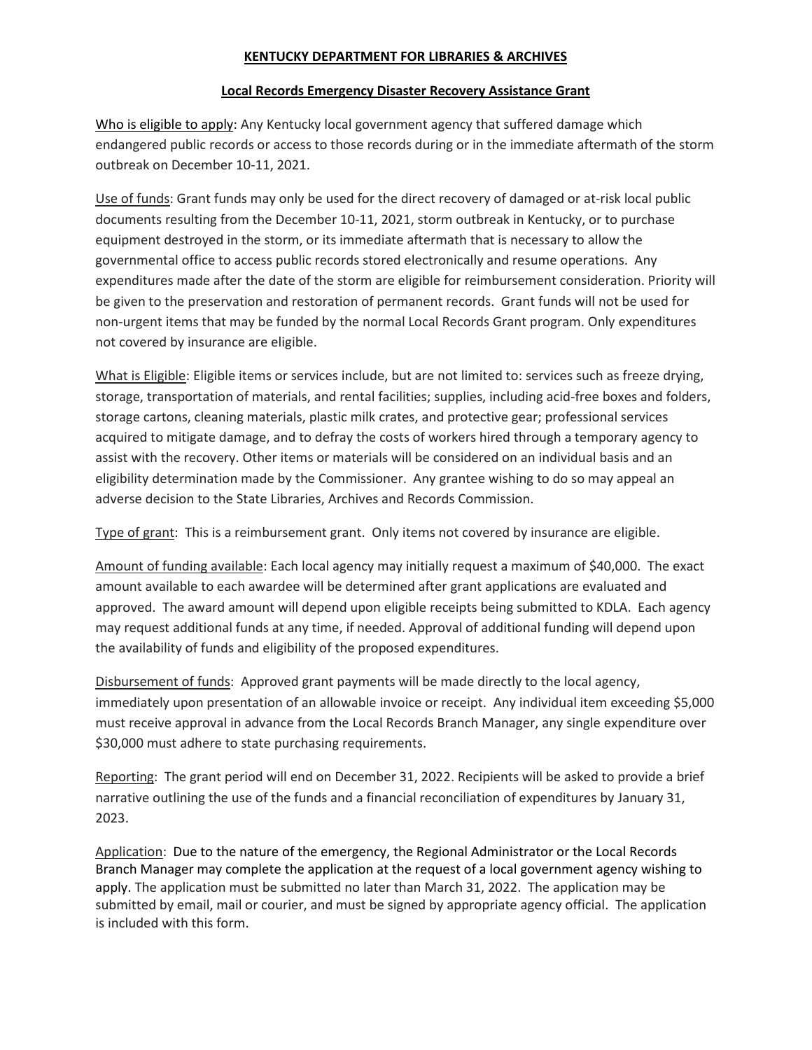# KENTUCKY DEPARTMENT FOR LIBRARIES & ARCHIVES

## Local Records Emergency Disaster Recovery Assistance Grant

Who is eligible to apply: Any Kentucky local government agency that suffered damage which endangered public records or access to those records during or in the immediate aftermath of the storm outbreak on December 10-11, 2021.

Use of funds: Grant funds may only be used for the direct recovery of damaged or at-risk local public documents resulting from the December 10-11, 2021, storm outbreak in Kentucky, or to purchase equipment destroyed in the storm, or its immediate aftermath that is necessary to allow the governmental office to access public records stored electronically and resume operations. Any expenditures made after the date of the storm are eligible for reimbursement consideration. Priority will be given to the preservation and restoration of permanent records. Grant funds will not be used for non-urgent items that may be funded by the normal Local Records Grant program. Only expenditures not covered by insurance are eligible.

What is Eligible: Eligible items or services include, but are not limited to: services such as freeze drying, storage, transportation of materials, and rental facilities; supplies, including acid-free boxes and folders, storage cartons, cleaning materials, plastic milk crates, and protective gear; professional services acquired to mitigate damage, and to defray the costs of workers hired through a temporary agency to assist with the recovery. Other items or materials will be considered on an individual basis and an eligibility determination made by the Commissioner. Any grantee wishing to do so may appeal an adverse decision to the State Libraries, Archives and Records Commission.

Type of grant: This is a reimbursement grant. Only items not covered by insurance are eligible.

Amount of funding available: Each local agency may initially request a maximum of $40,000. The exact amount available to each awardee will be determined after grant applications are evaluated and approved. The award amount will depend upon eligible receipts being submitted to KDLA. Each agency may request additional funds at any time, if needed. Approval of additional funding will depend upon the availability of funds and eligibility of the proposed expenditures.

Disbursement of funds: Approved grant payments will be made directly to the local agency, immediately upon presentation of an allowable invoice or receipt. Any individual item exceeding $5,000 must receive approval in advance from the Local Records Branch Manager, any single expenditure over $30,000 must adhere to state purchasing requirements.

Reporting: The grant period will end on December 31, 2022. Recipients will be asked to provide a brief narrative outlining the use of the funds and a financial reconciliation of expenditures by January 31, 2023.

Application: Due to the nature of the emergency, the Regional Administrator or the Local Records Branch Manager may complete the application at the request of a local government agency wishing to apply. The application must be submitted no later than March 31, 2022. The application may be submitted by email, mail or courier, and must be signed by appropriate agency official. The application is included with this form.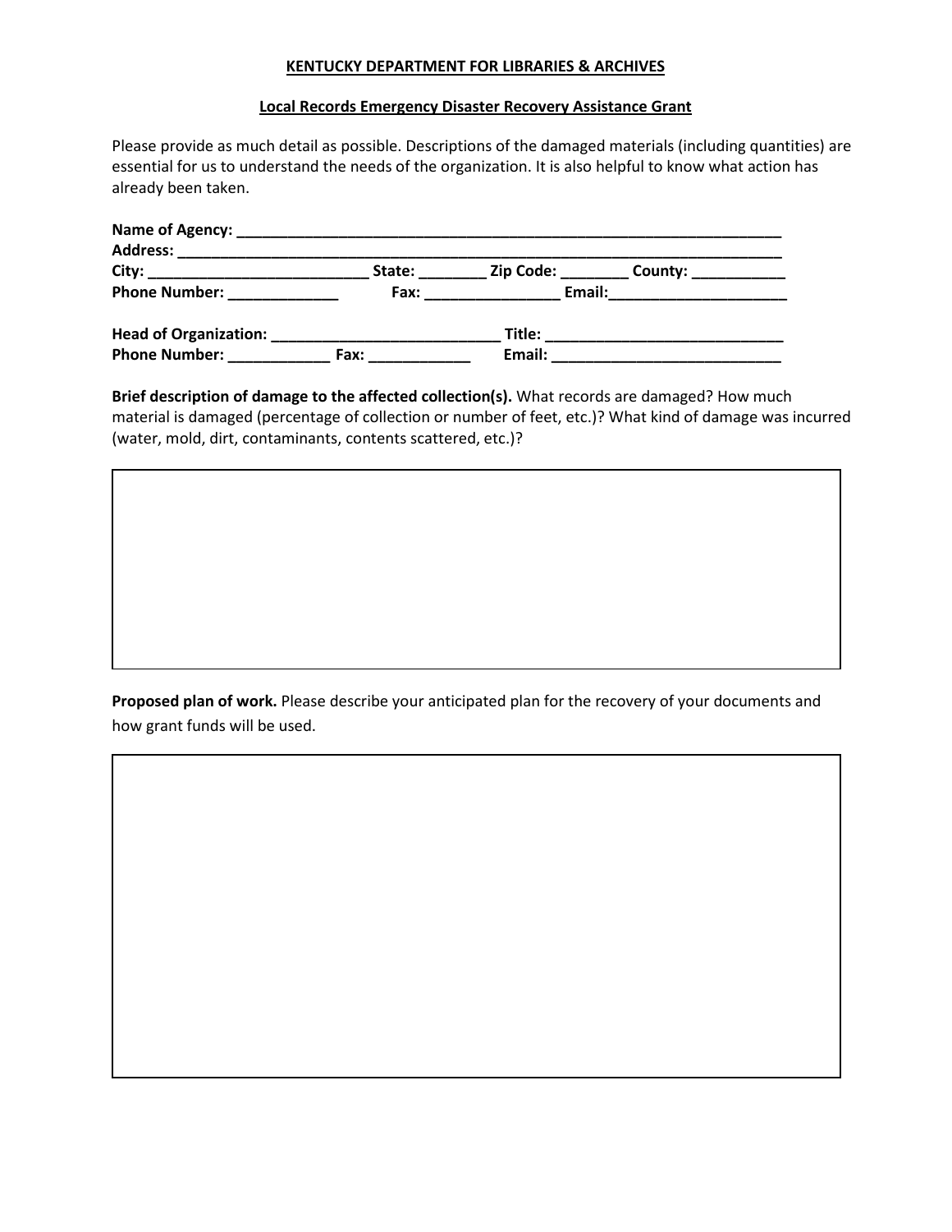**KENTUCKY DEPARTMENT FOR LIBRARIES & ARCHIVES**

**Local Records Emergency Disaster Recovery Assistance Grant**

Please provide as much detail as possible. Descriptions of the damaged materials (including quantities) are essential for us to understand the needs of the organization. It is also helpful to know what action has already been taken.

**Name of Agency:** ___________________________________________________________________
**Address:** _________________________________________________________________________
**City:** __________________________ **State:** ________ **Zip Code:** ________ **County:** ___________
**Phone Number:** _____________ **Fax:** ________________ **Email:**_____________________

**Head of Organization:** ___________________________ **Title:** ____________________________
**Phone Number:** ____________ **Fax:** ____________ **Email:** ___________________________

**Brief description of damage to the affected collection(s).** What records are damaged? How much material is damaged (percentage of collection or number of feet, etc.)? What kind of damage was incurred (water, mold, dirt, contaminants, contents scattered, etc.)?

| |
|---|
| |

**Proposed plan of work.** Please describe your anticipated plan for the recovery of your documents and how grant funds will be used.

| |
|---|
| |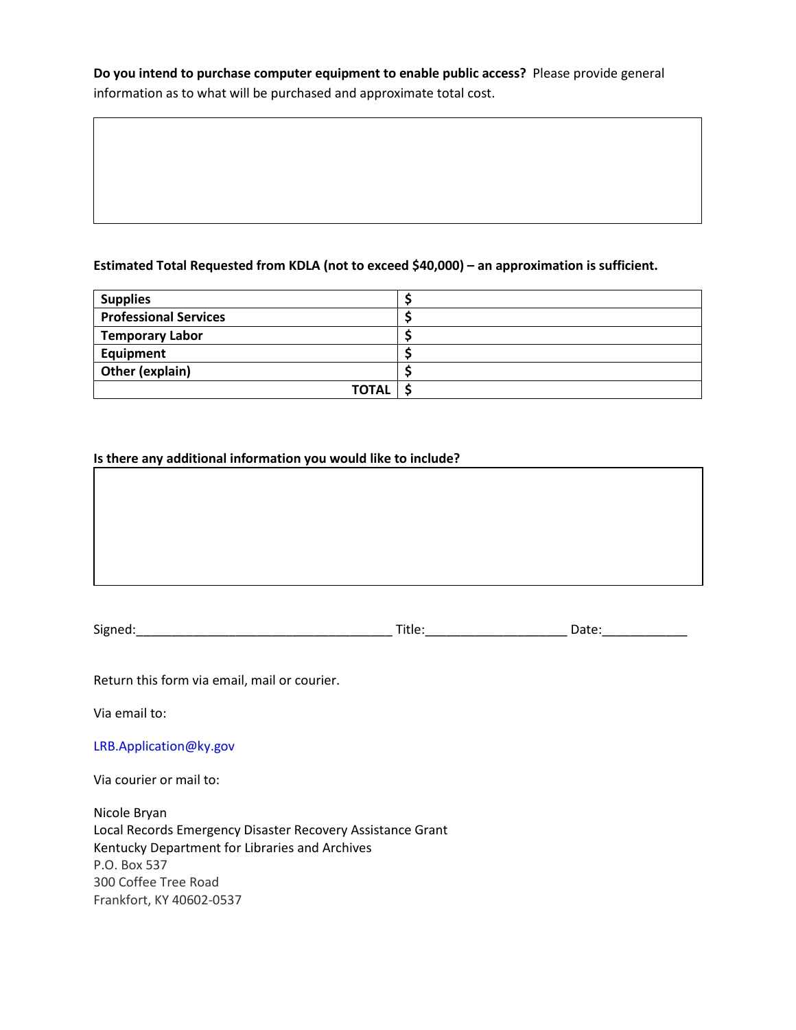**Do you intend to purchase computer equipment to enable public access?** Please provide general information as to what will be purchased and approximate total cost.

**Estimated Total Requested from KDLA (not to exceed $40,000) – an approximation is sufficient.**

| | |
|---|---|
| **Supplies** | **$** |
| **Professional Services** | **$** |
| **Temporary Labor** | **$** |
| **Equipment** | **$** |
| **Other (explain)** | **$** |
| **TOTAL** | **$** |

**Is there any additional information you would like to include?**

Signed:____________________________________ Title:____________________ Date:____________

Return this form via email, mail or courier.

Via email to:

LRB.Application@ky.gov

Via courier or mail to:

Nicole Bryan
Local Records Emergency Disaster Recovery Assistance Grant
Kentucky Department for Libraries and Archives
P.O. Box 537
300 Coffee Tree Road
Frankfort, KY 40602-0537